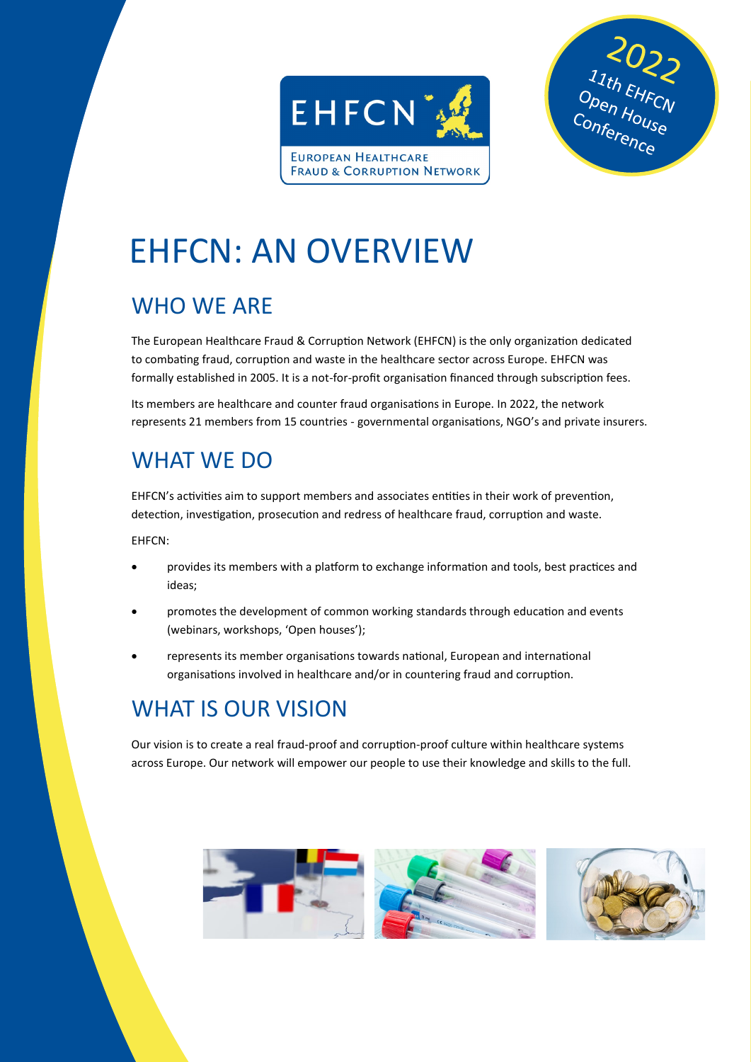EHFCN

EUROPEAN HEALTHCARE FRAUD & CORRUPTION NETWORK

2022 11th EHFCN Open House Conference

# EHFCN: AN OVERVIEW

## WHO WE ARE

The European Healthcare Fraud & Corruption Network (EHFCN) is the only organization dedicated to combating fraud, corruption and waste in the healthcare sector across Europe. EHFCN was formally established in 2005. It is a not-for-profit organisation financed through subscription fees.

Its members are healthcare and counter fraud organisations in Europe. In 2022, the network represents 21 members from 15 countries - governmental organisations, NGO's and private insurers.

## WHAT WE DO

EHFCN's activities aim to support members and associates entities in their work of prevention, detection, investigation, prosecution and redress of healthcare fraud, corruption and waste.

EHFCN:

- provides its members with a platform to exchange information and tools, best practices and ideas;
- promotes the development of common working standards through education and events (webinars, workshops, 'Open houses');
- represents its member organisations towards national, European and international organisations involved in healthcare and/or in countering fraud and corruption.

## WHAT IS OUR VISION

Our vision is to create a real fraud-proof and corruption-proof culture within healthcare systems across Europe. Our network will empower our people to use their knowledge and skills to the full.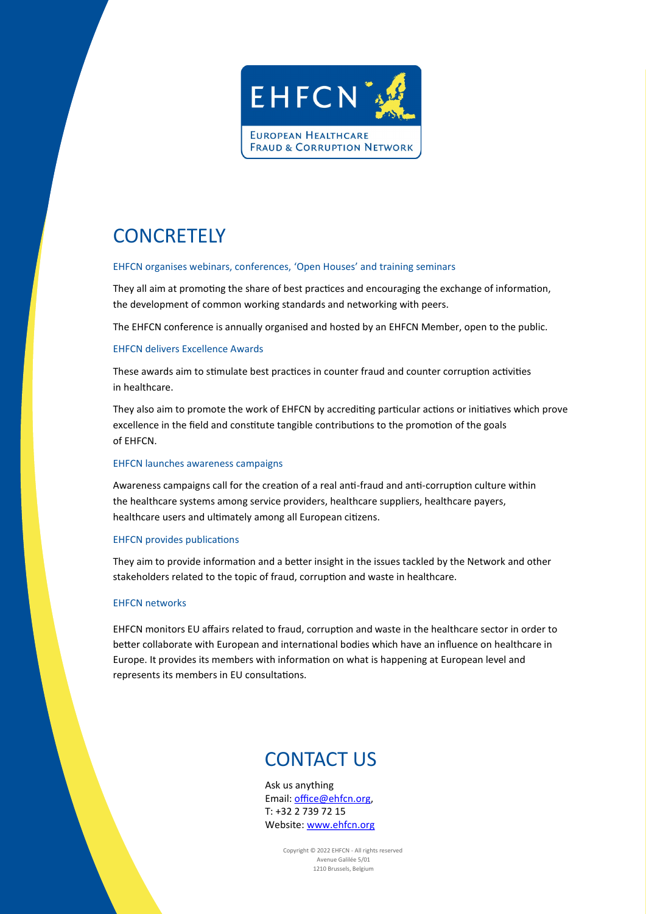EHFCN

EUROPEAN HEALTHCARE FRAUD & CORRUPTION NETWORK

## CONCRETELY

### EHFCN organises webinars, conferences, 'Open Houses' and training seminars

They all aim at promoting the share of best practices and encouraging the exchange of information, the development of common working standards and networking with peers.

The EHFCN conference is annually organised and hosted by an EHFCN Member, open to the public.

### EHFCN delivers Excellence Awards

These awards aim to stimulate best practices in counter fraud and counter corruption activities in healthcare.

They also aim to promote the work of EHFCN by accrediting particular actions or initiatives which prove excellence in the field and constitute tangible contributions to the promotion of the goals of EHFCN.

### EHFCN launches awareness campaigns

Awareness campaigns call for the creation of a real anti-fraud and anti-corruption culture within the healthcare systems among service providers, healthcare suppliers, healthcare payers, healthcare users and ultimately among all European citizens.

### EHFCN provides publications

They aim to provide information and a better insight in the issues tackled by the Network and other stakeholders related to the topic of fraud, corruption and waste in healthcare.

### EHFCN networks

EHFCN monitors EU affairs related to fraud, corruption and waste in the healthcare sector in order to better collaborate with European and international bodies which have an influence on healthcare in Europe. It provides its members with information on what is happening at European level and represents its members in EU consultations.

## CONTACT US

Ask us anything
Email: office@ehfcn.org,
T: +32 2 739 72 15
Website: www.ehfcn.org

Copyright © 2022 EHFCN - All rights reserved
Avenue Galilée 5/01
1210 Brussels, Belgium